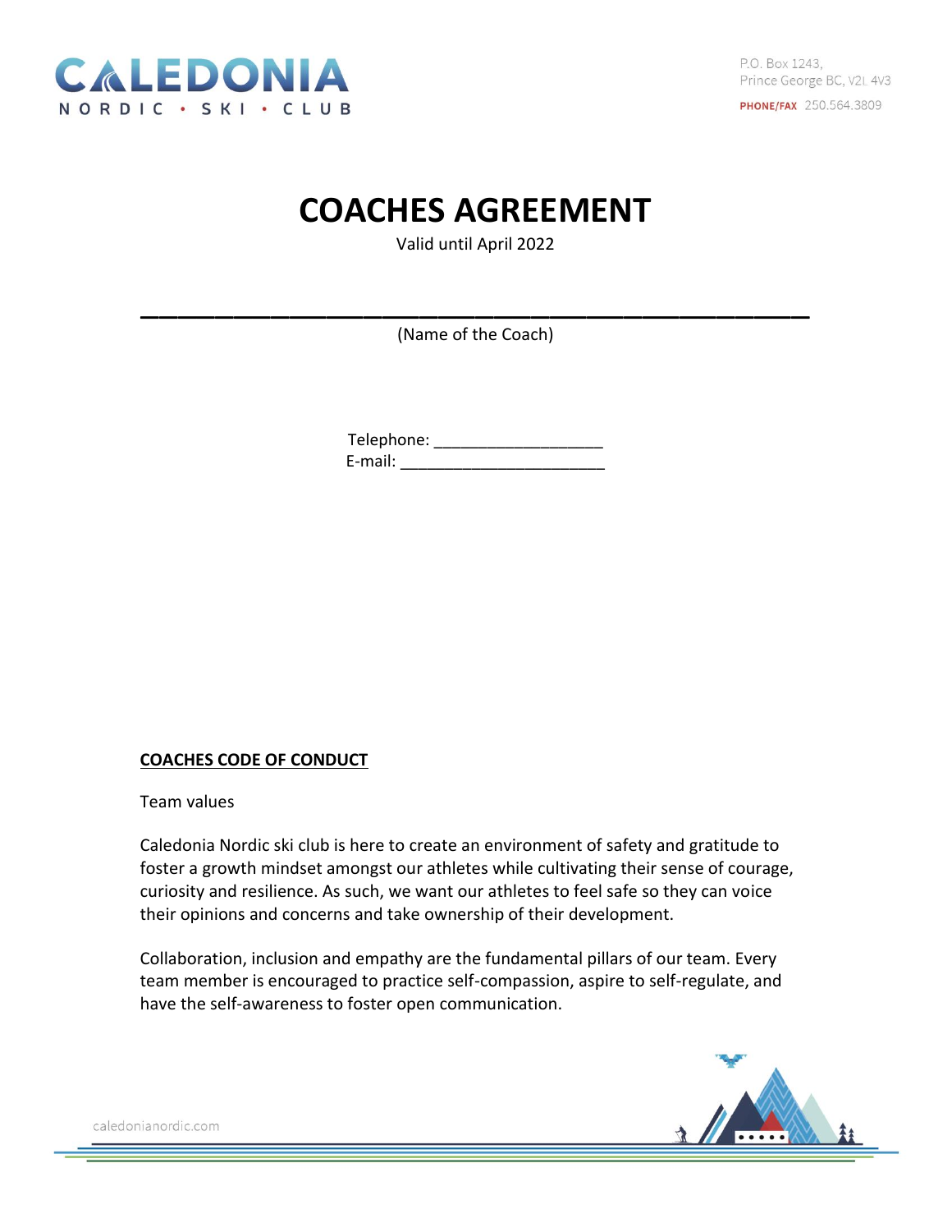CALEDONIA
NORDIC • SKI • CLUB

P.O. Box 1243,
Prince George BC, V2L 4V3
PHONE/FAX 250.564.3809

# COACHES AGREEMENT

Valid until April 2022

\_\_\_\_\_\_\_\_\_\_\_\_\_\_\_\_\_\_\_\_\_\_\_\_\_\_\_\_\_\_\_\_\_\_\_\_\_\_\_\_\_\_\_\_\_\_\_\_

(Name of the Coach)

Telephone: \_\_\_\_\_\_\_\_\_\_\_\_\_\_\_\_\_\_\_

E-mail: \_\_\_\_\_\_\_\_\_\_\_\_\_\_\_\_\_\_\_\_\_\_\_

## COACHES CODE OF CONDUCT

Team values

Caledonia Nordic ski club is here to create an environment of safety and gratitude to foster a growth mindset amongst our athletes while cultivating their sense of courage, curiosity and resilience. As such, we want our athletes to feel safe so they can voice their opinions and concerns and take ownership of their development.

Collaboration, inclusion and empathy are the fundamental pillars of our team. Every team member is encouraged to practice self-compassion, aspire to self-regulate, and have the self-awareness to foster open communication.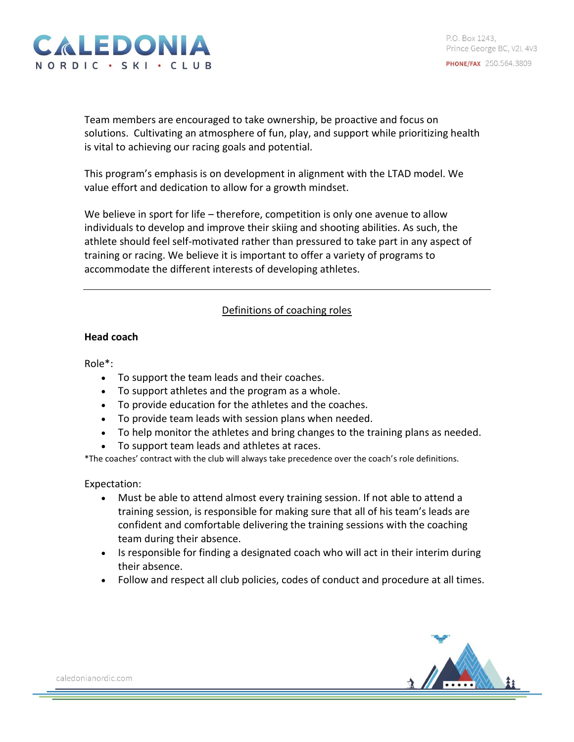Team members are encouraged to take ownership, be proactive and focus on solutions. Cultivating an atmosphere of fun, play, and support while prioritizing health is vital to achieving our racing goals and potential.

This program's emphasis is on development in alignment with the LTAD model. We value effort and dedication to allow for a growth mindset.

We believe in sport for life – therefore, competition is only one avenue to allow individuals to develop and improve their skiing and shooting abilities. As such, the athlete should feel self-motivated rather than pressured to take part in any aspect of training or racing. We believe it is important to offer a variety of programs to accommodate the different interests of developing athletes.

---

## Definitions of coaching roles

### Head coach

Role*:

- To support the team leads and their coaches.
- To support athletes and the program as a whole.
- To provide education for the athletes and the coaches.
- To provide team leads with session plans when needed.
- To help monitor the athletes and bring changes to the training plans as needed.
- To support team leads and athletes at races.

*The coaches' contract with the club will always take precedence over the coach's role definitions.

Expectation:

- Must be able to attend almost every training session. If not able to attend a training session, is responsible for making sure that all of his team's leads are confident and comfortable delivering the training sessions with the coaching team during their absence.
- Is responsible for finding a designated coach who will act in their interim during their absence.
- Follow and respect all club policies, codes of conduct and procedure at all times.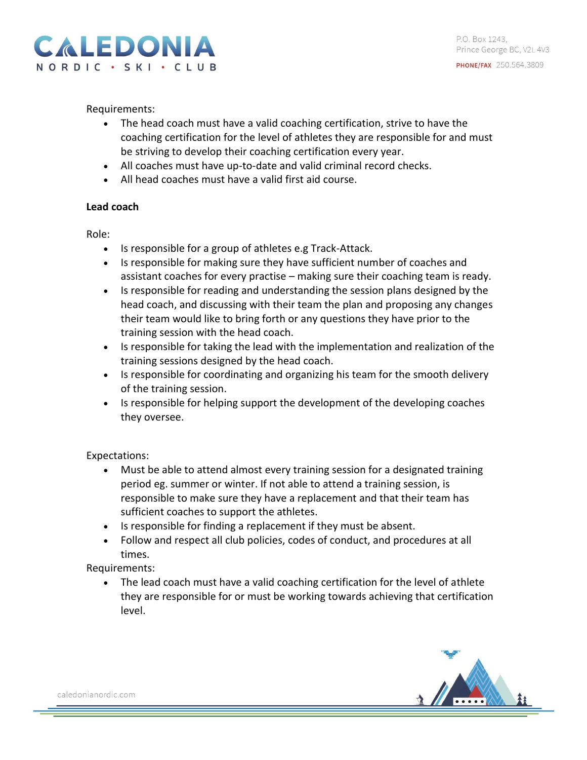Requirements:

- The head coach must have a valid coaching certification, strive to have the coaching certification for the level of athletes they are responsible for and must be striving to develop their coaching certification every year.
- All coaches must have up-to-date and valid criminal record checks.
- All head coaches must have a valid first aid course.

**Lead coach**

Role:

- Is responsible for a group of athletes e.g Track-Attack.
- Is responsible for making sure they have sufficient number of coaches and assistant coaches for every practise – making sure their coaching team is ready.
- Is responsible for reading and understanding the session plans designed by the head coach, and discussing with their team the plan and proposing any changes their team would like to bring forth or any questions they have prior to the training session with the head coach.
- Is responsible for taking the lead with the implementation and realization of the training sessions designed by the head coach.
- Is responsible for coordinating and organizing his team for the smooth delivery of the training session.
- Is responsible for helping support the development of the developing coaches they oversee.

Expectations:

- Must be able to attend almost every training session for a designated training period eg. summer or winter. If not able to attend a training session, is responsible to make sure they have a replacement and that their team has sufficient coaches to support the athletes.
- Is responsible for finding a replacement if they must be absent.
- Follow and respect all club policies, codes of conduct, and procedures at all times.

Requirements:

- The lead coach must have a valid coaching certification for the level of athlete they are responsible for or must be working towards achieving that certification level.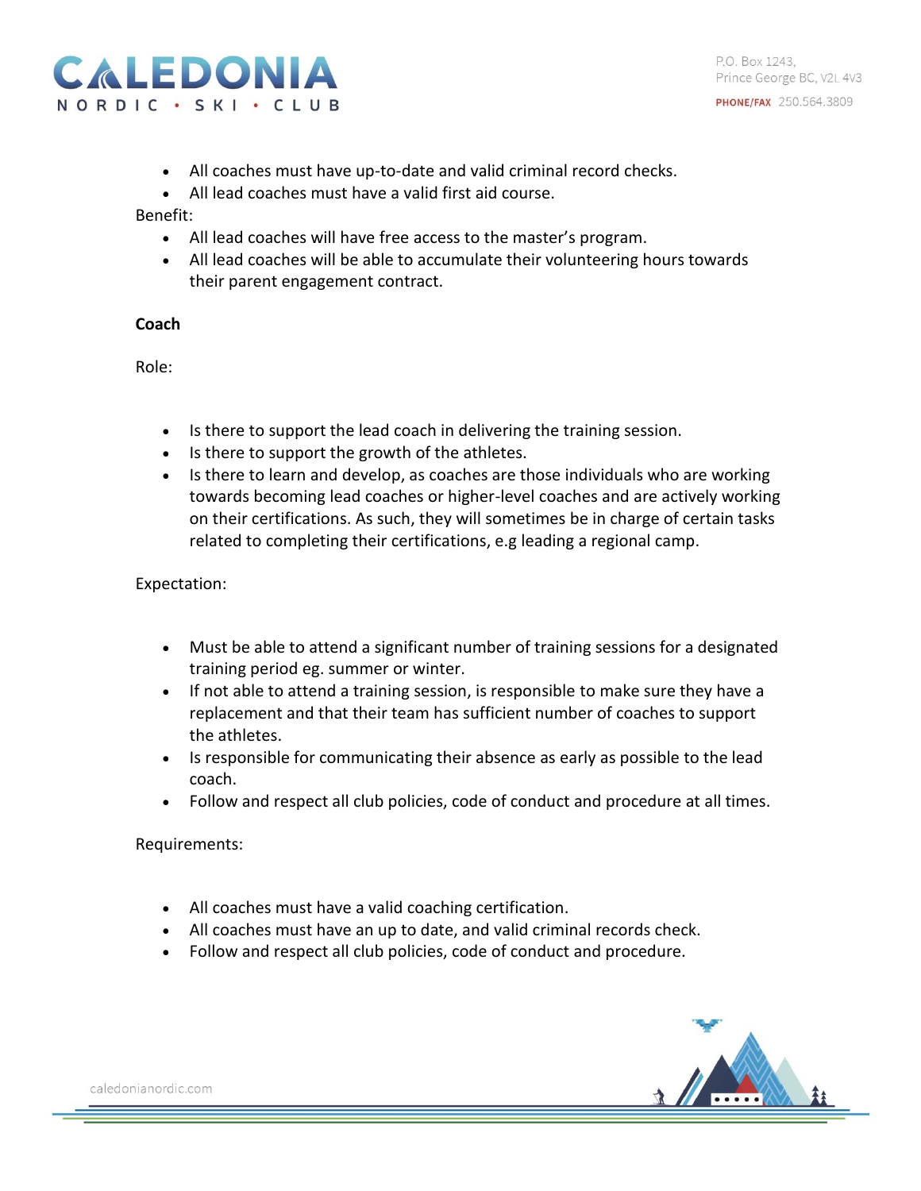- All coaches must have up-to-date and valid criminal record checks.
- All lead coaches must have a valid first aid course.

Benefit:

- All lead coaches will have free access to the master's program.
- All lead coaches will be able to accumulate their volunteering hours towards their parent engagement contract.

**Coach**

Role:

- Is there to support the lead coach in delivering the training session.
- Is there to support the growth of the athletes.
- Is there to learn and develop, as coaches are those individuals who are working towards becoming lead coaches or higher-level coaches and are actively working on their certifications. As such, they will sometimes be in charge of certain tasks related to completing their certifications, e.g leading a regional camp.

Expectation:

- Must be able to attend a significant number of training sessions for a designated training period eg. summer or winter.
- If not able to attend a training session, is responsible to make sure they have a replacement and that their team has sufficient number of coaches to support the athletes.
- Is responsible for communicating their absence as early as possible to the lead coach.
- Follow and respect all club policies, code of conduct and procedure at all times.

Requirements:

- All coaches must have a valid coaching certification.
- All coaches must have an up to date, and valid criminal records check.
- Follow and respect all club policies, code of conduct and procedure.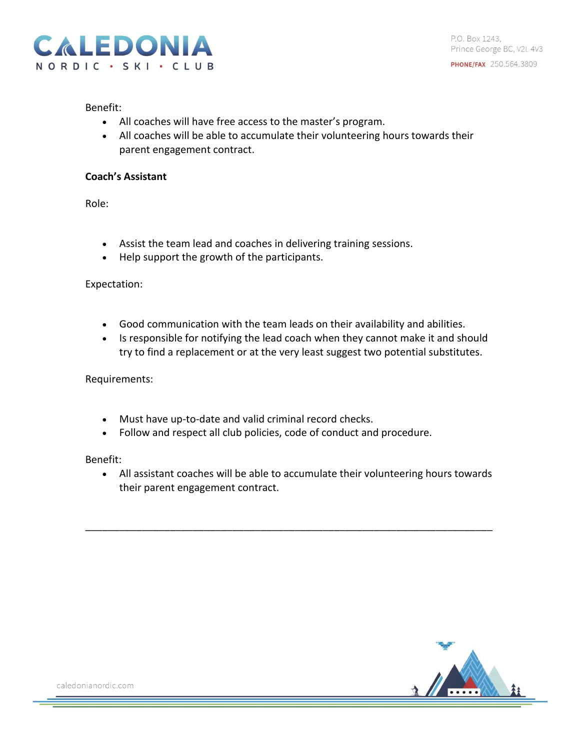Benefit:

- All coaches will have free access to the master's program.
- All coaches will be able to accumulate their volunteering hours towards their parent engagement contract.

**Coach's Assistant**

Role:

- Assist the team lead and coaches in delivering training sessions.
- Help support the growth of the participants.

Expectation:

- Good communication with the team leads on their availability and abilities.
- Is responsible for notifying the lead coach when they cannot make it and should try to find a replacement or at the very least suggest two potential substitutes.

Requirements:

- Must have up-to-date and valid criminal record checks.
- Follow and respect all club policies, code of conduct and procedure.

Benefit:

- All assistant coaches will be able to accumulate their volunteering hours towards their parent engagement contract.

---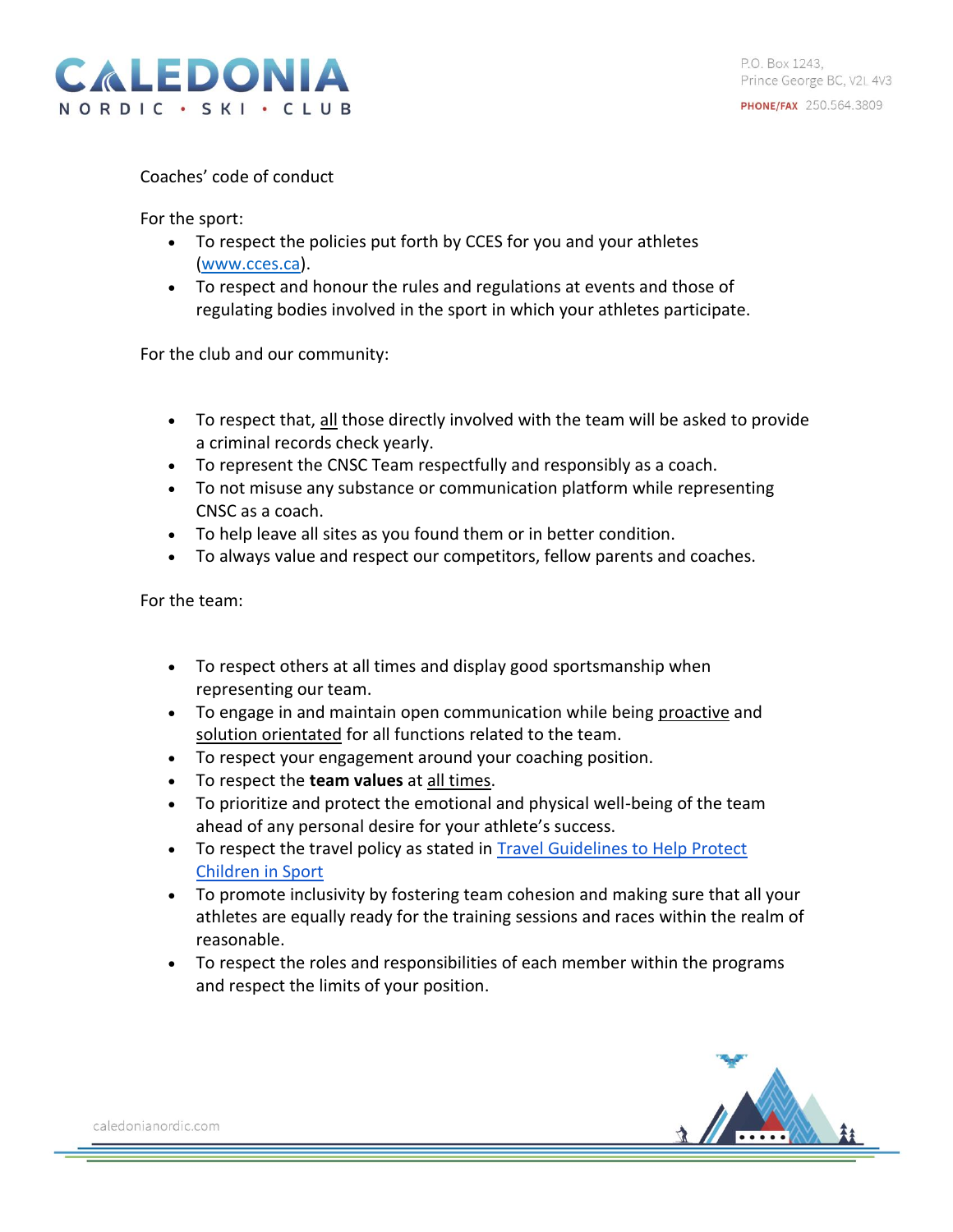Coaches' code of conduct

For the sport:

- To respect the policies put forth by CCES for you and your athletes ([www.cces.ca](http://www.cces.ca)).
- To respect and honour the rules and regulations at events and those of regulating bodies involved in the sport in which your athletes participate.

For the club and our community:

- To respect that, <u>all</u> those directly involved with the team will be asked to provide a criminal records check yearly.
- To represent the CNSC Team respectfully and responsibly as a coach.
- To not misuse any substance or communication platform while representing CNSC as a coach.
- To help leave all sites as you found them or in better condition.
- To always value and respect our competitors, fellow parents and coaches.

For the team:

- To respect others at all times and display good sportsmanship when representing our team.
- To engage in and maintain open communication while being <u>proactive</u> and <u>solution orientated</u> for all functions related to the team.
- To respect your engagement around your coaching position.
- To respect the **team values** at <u>all times</u>.
- To prioritize and protect the emotional and physical well-being of the team ahead of any personal desire for your athlete's success.
- To respect the travel policy as stated in [Travel Guidelines to Help Protect Children in Sport]()
- To promote inclusivity by fostering team cohesion and making sure that all your athletes are equally ready for the training sessions and races within the realm of reasonable.
- To respect the roles and responsibilities of each member within the programs and respect the limits of your position.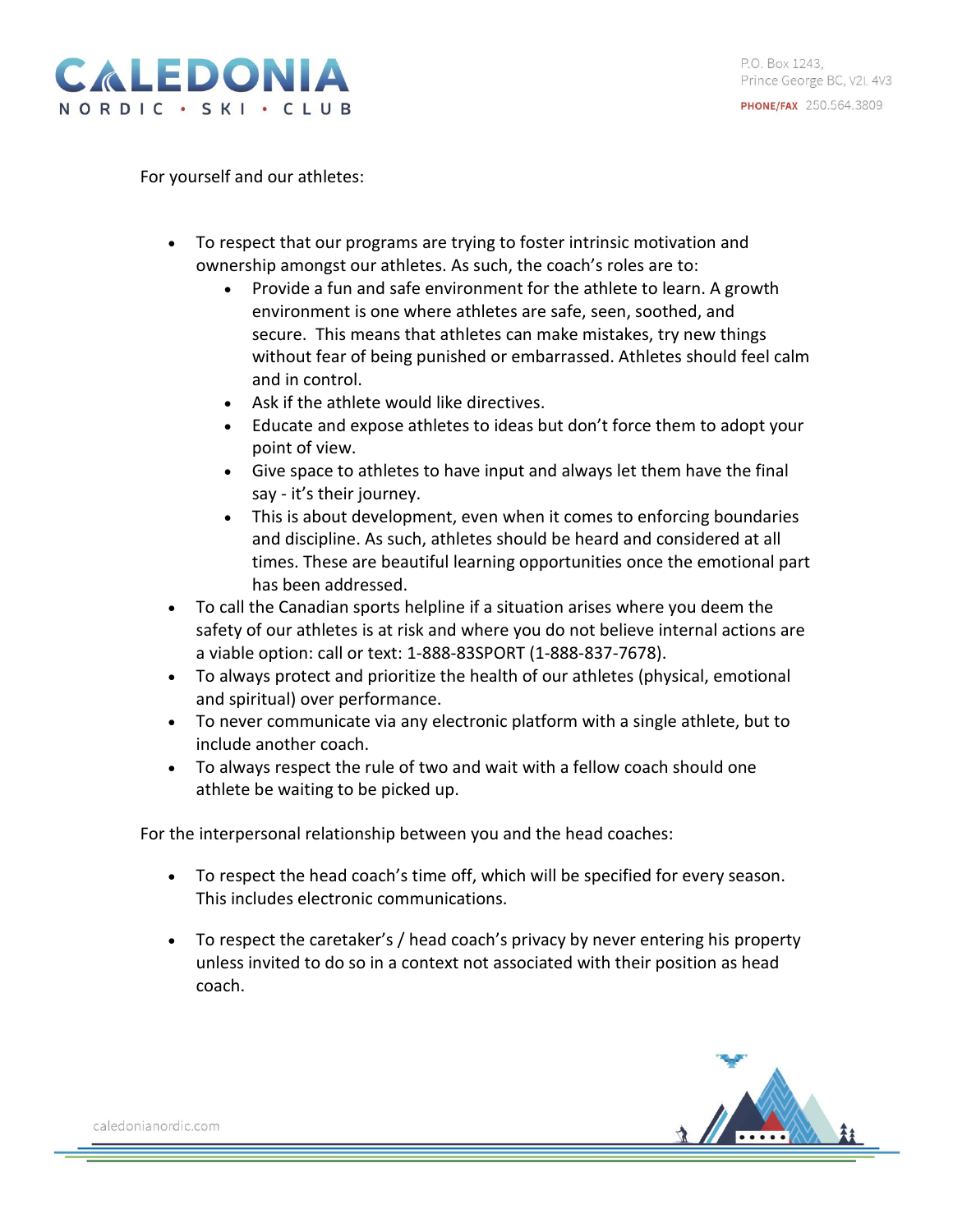For yourself and our athletes:

- To respect that our programs are trying to foster intrinsic motivation and ownership amongst our athletes. As such, the coach's roles are to:
    - Provide a fun and safe environment for the athlete to learn. A growth environment is one where athletes are safe, seen, soothed, and secure. This means that athletes can make mistakes, try new things without fear of being punished or embarrassed. Athletes should feel calm and in control.
    - Ask if the athlete would like directives.
    - Educate and expose athletes to ideas but don't force them to adopt your point of view.
    - Give space to athletes to have input and always let them have the final say - it's their journey.
    - This is about development, even when it comes to enforcing boundaries and discipline. As such, athletes should be heard and considered at all times. These are beautiful learning opportunities once the emotional part has been addressed.
- To call the Canadian sports helpline if a situation arises where you deem the safety of our athletes is at risk and where you do not believe internal actions are a viable option: call or text: 1-888-83SPORT (1-888-837-7678).
- To always protect and prioritize the health of our athletes (physical, emotional and spiritual) over performance.
- To never communicate via any electronic platform with a single athlete, but to include another coach.
- To always respect the rule of two and wait with a fellow coach should one athlete be waiting to be picked up.

For the interpersonal relationship between you and the head coaches:

- To respect the head coach's time off, which will be specified for every season. This includes electronic communications.
- To respect the caretaker's / head coach's privacy by never entering his property unless invited to do so in a context not associated with their position as head coach.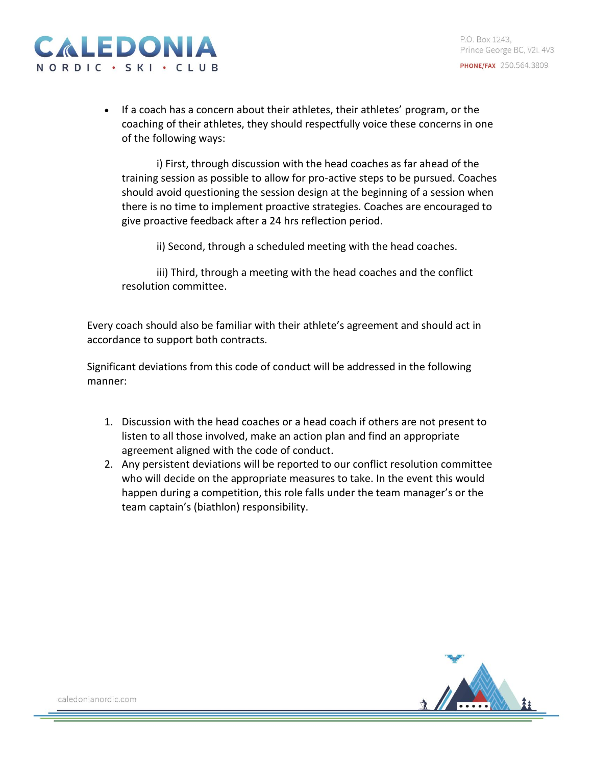- If a coach has a concern about their athletes, their athletes' program, or the coaching of their athletes, they should respectfully voice these concerns in one of the following ways:

  i) First, through discussion with the head coaches as far ahead of the training session as possible to allow for pro-active steps to be pursued. Coaches should avoid questioning the session design at the beginning of a session when there is no time to implement proactive strategies. Coaches are encouraged to give proactive feedback after a 24 hrs reflection period.

  ii) Second, through a scheduled meeting with the head coaches.

  iii) Third, through a meeting with the head coaches and the conflict resolution committee.

Every coach should also be familiar with their athlete's agreement and should act in accordance to support both contracts.

Significant deviations from this code of conduct will be addressed in the following manner:

1. Discussion with the head coaches or a head coach if others are not present to listen to all those involved, make an action plan and find an appropriate agreement aligned with the code of conduct.
2. Any persistent deviations will be reported to our conflict resolution committee who will decide on the appropriate measures to take. In the event this would happen during a competition, this role falls under the team manager's or the team captain's (biathlon) responsibility.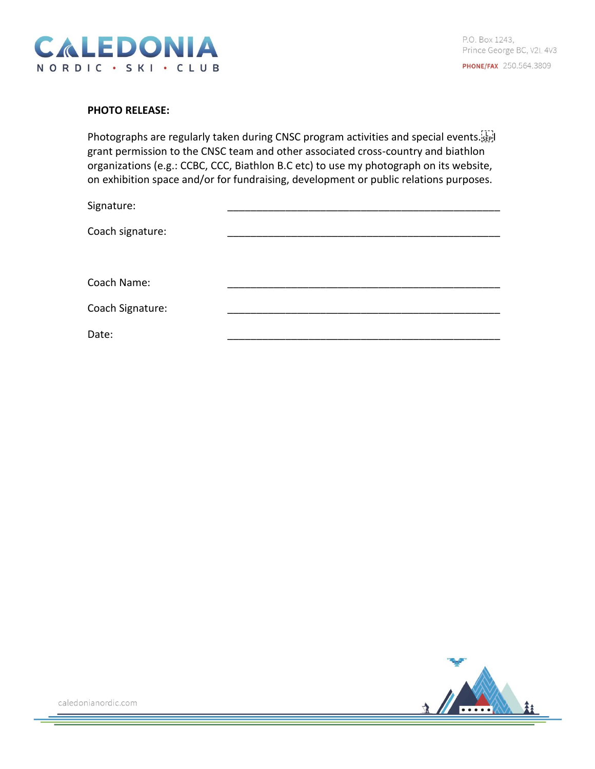**PHOTO RELEASE:**

Photographs are regularly taken during CNSC program activities and special events. I grant permission to the CNSC team and other associated cross-country and biathlon organizations (e.g.: CCBC, CCC, Biathlon B.C etc) to use my photograph on its website, on exhibition space and/or for fundraising, development or public relations purposes.

Signature: ______________________________________________

Coach signature: ______________________________________________

Coach Name: ______________________________________________

Coach Signature: ______________________________________________

Date: ______________________________________________